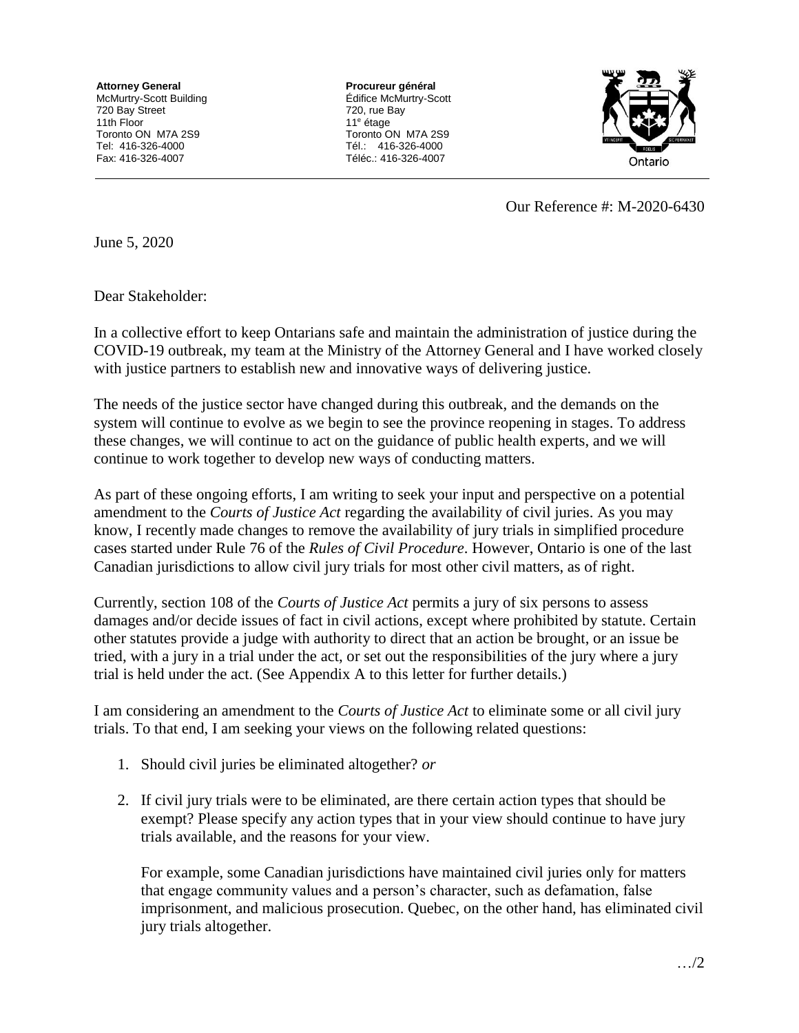**Attorney General**
McMurtry-Scott Building
720 Bay Street
11th Floor
Toronto ON M7A 2S9
Tel: 416-326-4000
Fax: 416-326-4007

**Procureur général**
Édifice McMurtry-Scott
720, rue Bay
11e étage
Toronto ON M7A 2S9
Tél.: 416-326-4000
Téléc.: 416-326-4007

Ontario

Our Reference #: M-2020-6430

June 5, 2020

Dear Stakeholder:

In a collective effort to keep Ontarians safe and maintain the administration of justice during the COVID-19 outbreak, my team at the Ministry of the Attorney General and I have worked closely with justice partners to establish new and innovative ways of delivering justice.

The needs of the justice sector have changed during this outbreak, and the demands on the system will continue to evolve as we begin to see the province reopening in stages. To address these changes, we will continue to act on the guidance of public health experts, and we will continue to work together to develop new ways of conducting matters.

As part of these ongoing efforts, I am writing to seek your input and perspective on a potential amendment to the *Courts of Justice Act* regarding the availability of civil juries. As you may know, I recently made changes to remove the availability of jury trials in simplified procedure cases started under Rule 76 of the *Rules of Civil Procedure*. However, Ontario is one of the last Canadian jurisdictions to allow civil jury trials for most other civil matters, as of right.

Currently, section 108 of the *Courts of Justice Act* permits a jury of six persons to assess damages and/or decide issues of fact in civil actions, except where prohibited by statute. Certain other statutes provide a judge with authority to direct that an action be brought, or an issue be tried, with a jury in a trial under the act, or set out the responsibilities of the jury where a jury trial is held under the act. (See Appendix A to this letter for further details.)

I am considering an amendment to the *Courts of Justice Act* to eliminate some or all civil jury trials. To that end, I am seeking your views on the following related questions:

1. Should civil juries be eliminated altogether? *or*

2. If civil jury trials were to be eliminated, are there certain action types that should be exempt? Please specify any action types that in your view should continue to have jury trials available, and the reasons for your view.

   For example, some Canadian jurisdictions have maintained civil juries only for matters that engage community values and a person's character, such as defamation, false imprisonment, and malicious prosecution. Quebec, on the other hand, has eliminated civil jury trials altogether.

…/2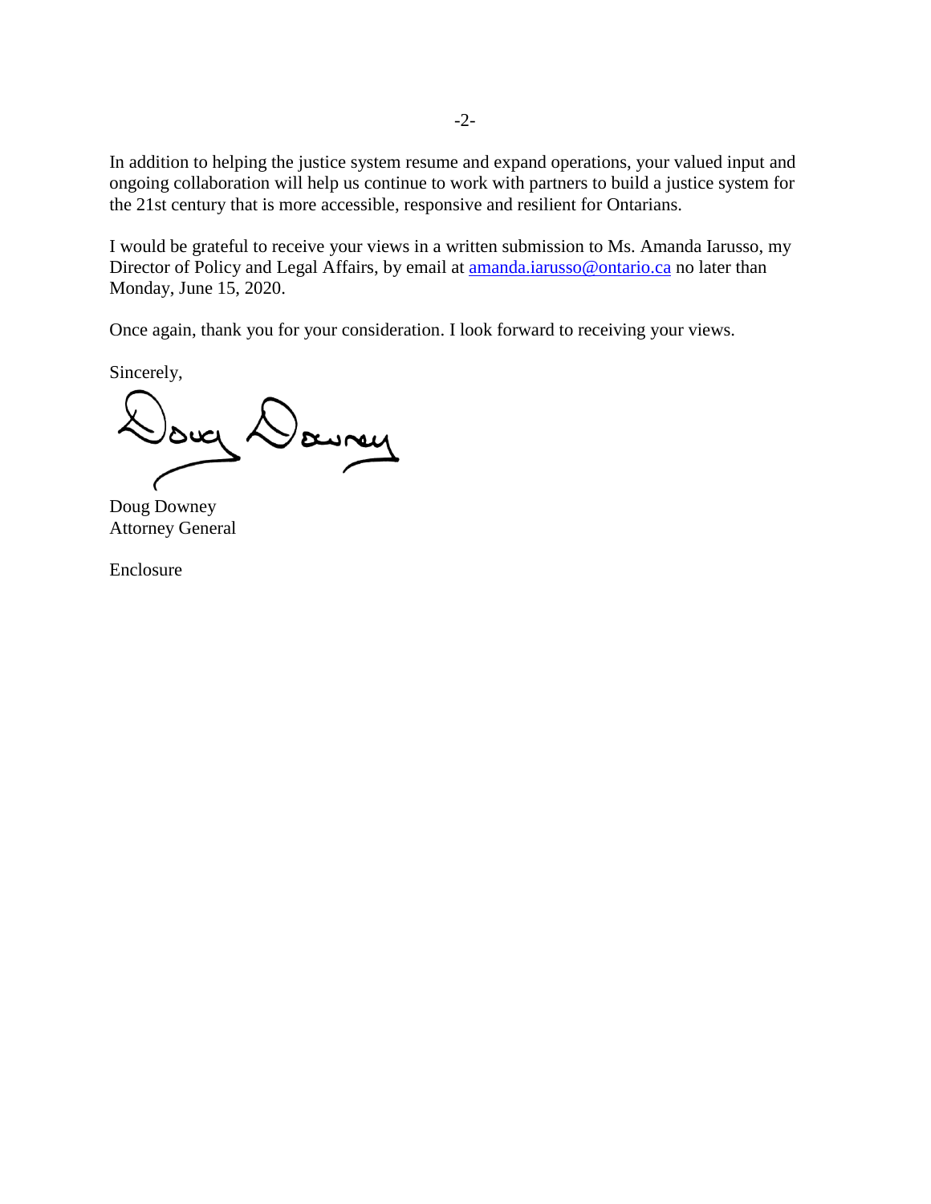In addition to helping the justice system resume and expand operations, your valued input and ongoing collaboration will help us continue to work with partners to build a justice system for the 21st century that is more accessible, responsive and resilient for Ontarians.

I would be grateful to receive your views in a written submission to Ms. Amanda Iarusso, my Director of Policy and Legal Affairs, by email at amanda.iarusso@ontario.ca no later than Monday, June 15, 2020.

Once again, thank you for your consideration. I look forward to receiving your views.

Sincerely,

Doug Downey
Attorney General

Enclosure